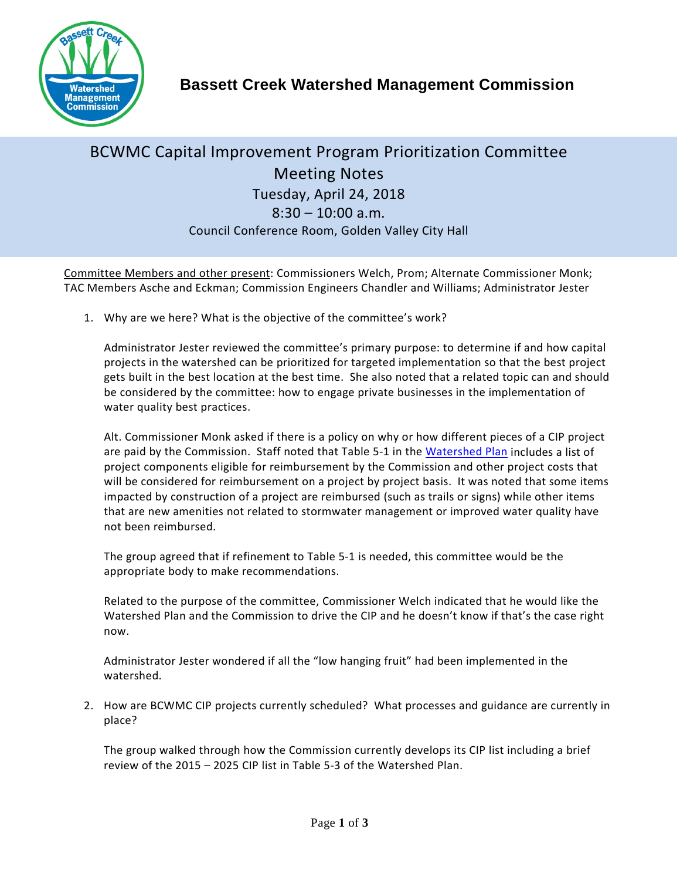# Bassett Creek Watershed Management Commission

## BCWMC Capital Improvement Program Prioritization Committee Meeting Notes

Tuesday, April 24, 2018

8:30 – 10:00 a.m.

Council Conference Room, Golden Valley City Hall

Committee Members and other present: Commissioners Welch, Prom; Alternate Commissioner Monk; TAC Members Asche and Eckman; Commission Engineers Chandler and Williams; Administrator Jester

1. Why are we here? What is the objective of the committee's work?

   Administrator Jester reviewed the committee's primary purpose: to determine if and how capital projects in the watershed can be prioritized for targeted implementation so that the best project gets built in the best location at the best time. She also noted that a related topic can and should be considered by the committee: how to engage private businesses in the implementation of water quality best practices.

   Alt. Commissioner Monk asked if there is a policy on why or how different pieces of a CIP project are paid by the Commission. Staff noted that Table 5-1 in the Watershed Plan includes a list of project components eligible for reimbursement by the Commission and other project costs that will be considered for reimbursement on a project by project basis. It was noted that some items impacted by construction of a project are reimbursed (such as trails or signs) while other items that are new amenities not related to stormwater management or improved water quality have not been reimbursed.

   The group agreed that if refinement to Table 5-1 is needed, this committee would be the appropriate body to make recommendations.

   Related to the purpose of the committee, Commissioner Welch indicated that he would like the Watershed Plan and the Commission to drive the CIP and he doesn't know if that's the case right now.

   Administrator Jester wondered if all the "low hanging fruit" had been implemented in the watershed.

2. How are BCWMC CIP projects currently scheduled? What processes and guidance are currently in place?

   The group walked through how the Commission currently develops its CIP list including a brief review of the 2015 – 2025 CIP list in Table 5-3 of the Watershed Plan.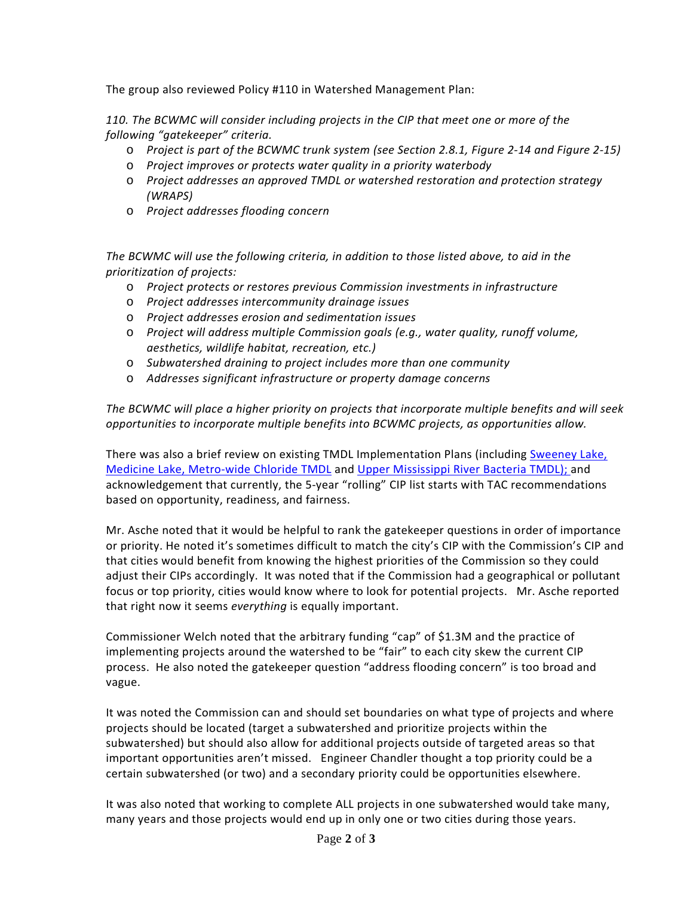The group also reviewed Policy #110 in Watershed Management Plan:

*110. The BCWMC will consider including projects in the CIP that meet one or more of the following “gatekeeper” criteria.*

- *Project is part of the BCWMC trunk system (see Section 2.8.1, Figure 2-14 and Figure 2-15)*
- *Project improves or protects water quality in a priority waterbody*
- *Project addresses an approved TMDL or watershed restoration and protection strategy (WRAPS)*
- *Project addresses flooding concern*

*The BCWMC will use the following criteria, in addition to those listed above, to aid in the prioritization of projects:*

- *Project protects or restores previous Commission investments in infrastructure*
- *Project addresses intercommunity drainage issues*
- *Project addresses erosion and sedimentation issues*
- *Project will address multiple Commission goals (e.g., water quality, runoff volume, aesthetics, wildlife habitat, recreation, etc.)*
- *Subwatershed draining to project includes more than one community*
- *Addresses significant infrastructure or property damage concerns*

*The BCWMC will place a higher priority on projects that incorporate multiple benefits and will seek opportunities to incorporate multiple benefits into BCWMC projects, as opportunities allow.*

There was also a brief review on existing TMDL Implementation Plans (including Sweeney Lake, Medicine Lake, Metro-wide Chloride TMDL and Upper Mississippi River Bacteria TMDL); and acknowledgement that currently, the 5-year “rolling” CIP list starts with TAC recommendations based on opportunity, readiness, and fairness.

Mr. Asche noted that it would be helpful to rank the gatekeeper questions in order of importance or priority. He noted it’s sometimes difficult to match the city’s CIP with the Commission’s CIP and that cities would benefit from knowing the highest priorities of the Commission so they could adjust their CIPs accordingly. It was noted that if the Commission had a geographical or pollutant focus or top priority, cities would know where to look for potential projects. Mr. Asche reported that right now it seems *everything* is equally important.

Commissioner Welch noted that the arbitrary funding “cap” of $1.3M and the practice of implementing projects around the watershed to be “fair” to each city skew the current CIP process. He also noted the gatekeeper question “address flooding concern” is too broad and vague.

It was noted the Commission can and should set boundaries on what type of projects and where projects should be located (target a subwatershed and prioritize projects within the subwatershed) but should also allow for additional projects outside of targeted areas so that important opportunities aren’t missed. Engineer Chandler thought a top priority could be a certain subwatershed (or two) and a secondary priority could be opportunities elsewhere.

It was also noted that working to complete ALL projects in one subwatershed would take many, many years and those projects would end up in only one or two cities during those years.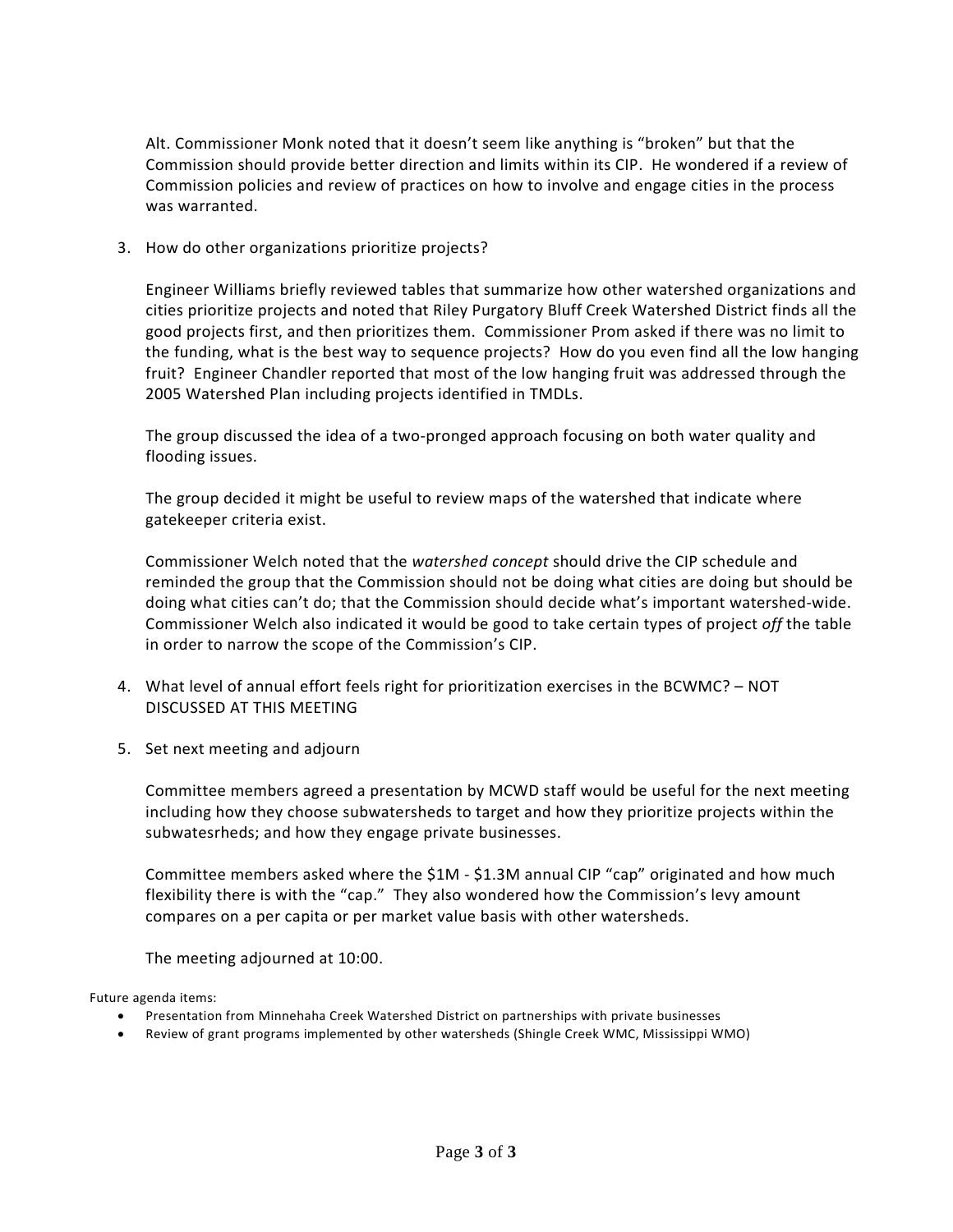Alt. Commissioner Monk noted that it doesn't seem like anything is "broken" but that the Commission should provide better direction and limits within its CIP. He wondered if a review of Commission policies and review of practices on how to involve and engage cities in the process was warranted.

3. How do other organizations prioritize projects?

   Engineer Williams briefly reviewed tables that summarize how other watershed organizations and cities prioritize projects and noted that Riley Purgatory Bluff Creek Watershed District finds all the good projects first, and then prioritizes them. Commissioner Prom asked if there was no limit to the funding, what is the best way to sequence projects? How do you even find all the low hanging fruit? Engineer Chandler reported that most of the low hanging fruit was addressed through the 2005 Watershed Plan including projects identified in TMDLs.

   The group discussed the idea of a two-pronged approach focusing on both water quality and flooding issues.

   The group decided it might be useful to review maps of the watershed that indicate where gatekeeper criteria exist.

   Commissioner Welch noted that the *watershed concept* should drive the CIP schedule and reminded the group that the Commission should not be doing what cities are doing but should be doing what cities can't do; that the Commission should decide what's important watershed-wide. Commissioner Welch also indicated it would be good to take certain types of project *off* the table in order to narrow the scope of the Commission's CIP.

4. What level of annual effort feels right for prioritization exercises in the BCWMC? – NOT DISCUSSED AT THIS MEETING

5. Set next meeting and adjourn

   Committee members agreed a presentation by MCWD staff would be useful for the next meeting including how they choose subwatersheds to target and how they prioritize projects within the subwatesrheds; and how they engage private businesses.

   Committee members asked where the $1M - $1.3M annual CIP "cap" originated and how much flexibility there is with the "cap." They also wondered how the Commission's levy amount compares on a per capita or per market value basis with other watersheds.

   The meeting adjourned at 10:00.

Future agenda items:

- Presentation from Minnehaha Creek Watershed District on partnerships with private businesses
- Review of grant programs implemented by other watersheds (Shingle Creek WMC, Mississippi WMO)